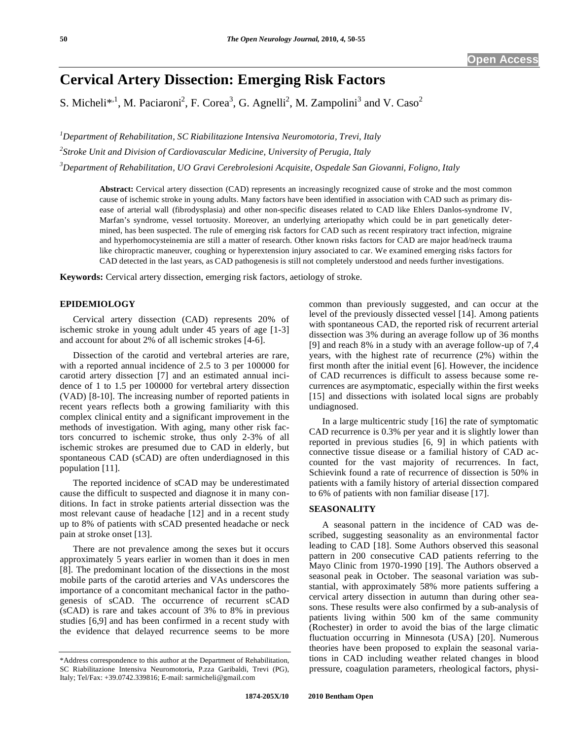# Cervical Artery Dissection: Emerging Risk Factors

S. Micheli*[,1], M. Paciaroni[2], F. Corea[3], G. Agnelli[2], M. Zampolini[3] and V. Caso[2]

[1]*Department of Rehabilitation, SC Riabilitazione Intensiva Neuromotoria, Trevi, Italy*

[2]*Stroke Unit and Division of Cardiovascular Medicine, University of Perugia, Italy*

[3]*Department of Rehabilitation, UO Gravi Cerebrolesioni Acquisite, Ospedale San Giovanni, Foligno, Italy*

**Abstract:** Cervical artery dissection (CAD) represents an increasingly recognized cause of stroke and the most common cause of ischemic stroke in young adults. Many factors have been identified in association with CAD such as primary disease of arterial wall (fibrodysplasia) and other non-specific diseases related to CAD like Ehlers Danlos-syndrome IV, Marfan's syndrome, vessel tortuosity. Moreover, an underlying arteriopathy which could be in part genetically determined, has been suspected. The rule of emerging risk factors for CAD such as recent respiratory tract infection, migraine and hyperhomocysteinemia are still a matter of research. Other known risks factors for CAD are major head/neck trauma like chiropractic maneuver, coughing or hyperextension injury associated to car. We examined emerging risks factors for CAD detected in the last years, as CAD pathogenesis is still not completely understood and needs further investigations.

**Keywords:** Cervical artery dissection, emerging risk factors, aetiology of stroke.

## EPIDEMIOLOGY

Cervical artery dissection (CAD) represents 20% of ischemic stroke in young adult under 45 years of age [1-3] and account for about 2% of all ischemic strokes [4-6].

Dissection of the carotid and vertebral arteries are rare, with a reported annual incidence of 2.5 to 3 per 100000 for carotid artery dissection [7] and an estimated annual incidence of 1 to 1.5 per 100000 for vertebral artery dissection (VAD) [8-10]. The increasing number of reported patients in recent years reflects both a growing familiarity with this complex clinical entity and a significant improvement in the methods of investigation. With aging, many other risk factors concurred to ischemic stroke, thus only 2-3% of all ischemic strokes are presumed due to CAD in elderly, but spontaneous CAD (sCAD) are often underdiagnosed in this population [11].

The reported incidence of sCAD may be underestimated cause the difficult to suspected and diagnose it in many conditions. In fact in stroke patients arterial dissection was the most relevant cause of headache [12] and in a recent study up to 8% of patients with sCAD presented headache or neck pain at stroke onset [13].

There are not prevalence among the sexes but it occurs approximately 5 years earlier in women than it does in men [8]. The predominant location of the dissections in the most mobile parts of the carotid arteries and VAs underscores the importance of a concomitant mechanical factor in the pathogenesis of sCAD. The occurrence of recurrent sCAD (sCAD) is rare and takes account of 3% to 8% in previous studies [6,9] and has been confirmed in a recent study with the evidence that delayed recurrence seems to be more common than previously suggested, and can occur at the level of the previously dissected vessel [14]. Among patients with spontaneous CAD, the reported risk of recurrent arterial dissection was 3% during an average follow up of 36 months [9] and reach 8% in a study with an average follow-up of 7,4 years, with the highest rate of recurrence (2%) within the first month after the initial event [6]. However, the incidence of CAD recurrences is difficult to assess because some recurrences are asymptomatic, especially within the first weeks [15] and dissections with isolated local signs are probably undiagnosed.

In a large multicentric study [16] the rate of symptomatic CAD recurrence is 0.3% per year and it is slightly lower than reported in previous studies [6, 9] in which patients with connective tissue disease or a familial history of CAD accounted for the vast majority of recurrences. In fact, Schievink found a rate of recurrence of dissection is 50% in patients with a family history of arterial dissection compared to 6% of patients with non familiar disease [17].

## SEASONALITY

A seasonal pattern in the incidence of CAD was described, suggesting seasonality as an environmental factor leading to CAD [18]. Some Authors observed this seasonal pattern in 200 consecutive CAD patients referring to the Mayo Clinic from 1970-1990 [19]. The Authors observed a seasonal peak in October. The seasonal variation was substantial, with approximately 58% more patients suffering a cervical artery dissection in autumn than during other seasons. These results were also confirmed by a sub-analysis of patients living within 500 km of the same community (Rochester) in order to avoid the bias of the large climatic fluctuation occurring in Minnesota (USA) [20]. Numerous theories have been proposed to explain the seasonal variations in CAD including weather related changes in blood pressure, coagulation parameters, rheological factors, physi-

*Address correspondence to this author at the Department of Rehabilitation, SC Riabilitazione Intensiva Neuromotoria, P.zza Garibaldi, Trevi (PG), Italy; Tel/Fax: +39.0742.339816; E-mail: sarmicheli@gmail.com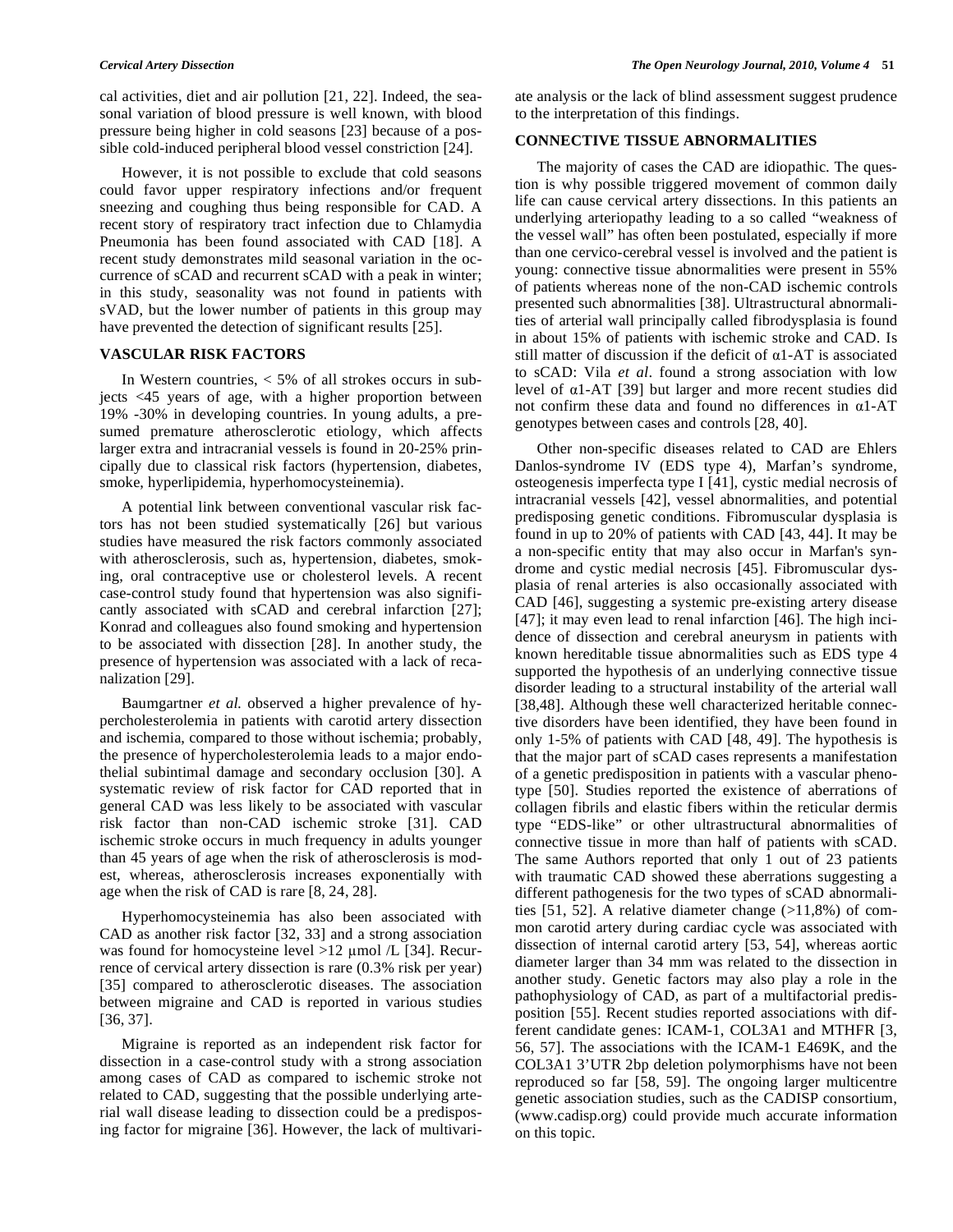cal activities, diet and air pollution [21, 22]. Indeed, the seasonal variation of blood pressure is well known, with blood pressure being higher in cold seasons [23] because of a possible cold-induced peripheral blood vessel constriction [24].

However, it is not possible to exclude that cold seasons could favor upper respiratory infections and/or frequent sneezing and coughing thus being responsible for CAD. A recent story of respiratory tract infection due to Chlamydia Pneumonia has been found associated with CAD [18]. A recent study demonstrates mild seasonal variation in the occurrence of sCAD and recurrent sCAD with a peak in winter; in this study, seasonality was not found in patients with sVAD, but the lower number of patients in this group may have prevented the detection of significant results [25].

## VASCULAR RISK FACTORS

In Western countries, < 5% of all strokes occurs in subjects <45 years of age, with a higher proportion between 19% -30% in developing countries. In young adults, a presumed premature atherosclerotic etiology, which affects larger extra and intracranial vessels is found in 20-25% principally due to classical risk factors (hypertension, diabetes, smoke, hyperlipidemia, hyperhomocysteinemia).

A potential link between conventional vascular risk factors has not been studied systematically [26] but various studies have measured the risk factors commonly associated with atherosclerosis, such as, hypertension, diabetes, smoking, oral contraceptive use or cholesterol levels. A recent case-control study found that hypertension was also significantly associated with sCAD and cerebral infarction [27]; Konrad and colleagues also found smoking and hypertension to be associated with dissection [28]. In another study, the presence of hypertension was associated with a lack of recanalization [29].

Baumgartner *et al.* observed a higher prevalence of hypercholesterolemia in patients with carotid artery dissection and ischemia, compared to those without ischemia; probably, the presence of hypercholesterolemia leads to a major endothelial subintimal damage and secondary occlusion [30]. A systematic review of risk factor for CAD reported that in general CAD was less likely to be associated with vascular risk factor than non-CAD ischemic stroke [31]. CAD ischemic stroke occurs in much frequency in adults younger than 45 years of age when the risk of atherosclerosis is modest, whereas, atherosclerosis increases exponentially with age when the risk of CAD is rare [8, 24, 28].

Hyperhomocysteinemia has also been associated with CAD as another risk factor [32, 33] and a strong association was found for homocysteine level >12 μmol /L [34]. Recurrence of cervical artery dissection is rare (0.3% risk per year) [35] compared to atherosclerotic diseases. The association between migraine and CAD is reported in various studies [36, 37].

Migraine is reported as an independent risk factor for dissection in a case-control study with a strong association among cases of CAD as compared to ischemic stroke not related to CAD, suggesting that the possible underlying arterial wall disease leading to dissection could be a predisposing factor for migraine [36]. However, the lack of multivariate analysis or the lack of blind assessment suggest prudence to the interpretation of this findings.

## CONNECTIVE TISSUE ABNORMALITIES

The majority of cases the CAD are idiopathic. The question is why possible triggered movement of common daily life can cause cervical artery dissections. In this patients an underlying arteriopathy leading to a so called "weakness of the vessel wall" has often been postulated, especially if more than one cervico-cerebral vessel is involved and the patient is young: connective tissue abnormalities were present in 55% of patients whereas none of the non-CAD ischemic controls presented such abnormalities [38]. Ultrastructural abnormalities of arterial wall principally called fibrodysplasia is found in about 15% of patients with ischemic stroke and CAD. Is still matter of discussion if the deficit of α1-AT is associated to sCAD: Vila *et al*. found a strong association with low level of α1-AT [39] but larger and more recent studies did not confirm these data and found no differences in α1-AT genotypes between cases and controls [28, 40].

Other non-specific diseases related to CAD are Ehlers Danlos-syndrome IV (EDS type 4), Marfan's syndrome, osteogenesis imperfecta type I [41], cystic medial necrosis of intracranial vessels [42], vessel abnormalities, and potential predisposing genetic conditions. Fibromuscular dysplasia is found in up to 20% of patients with CAD [43, 44]. It may be a non-specific entity that may also occur in Marfan's syndrome and cystic medial necrosis [45]. Fibromuscular dysplasia of renal arteries is also occasionally associated with CAD [46], suggesting a systemic pre-existing artery disease [47]; it may even lead to renal infarction [46]. The high incidence of dissection and cerebral aneurysm in patients with known hereditable tissue abnormalities such as EDS type 4 supported the hypothesis of an underlying connective tissue disorder leading to a structural instability of the arterial wall [38,48]. Although these well characterized heritable connective disorders have been identified, they have been found in only 1-5% of patients with CAD [48, 49]. The hypothesis is that the major part of sCAD cases represents a manifestation of a genetic predisposition in patients with a vascular phenotype [50]. Studies reported the existence of aberrations of collagen fibrils and elastic fibers within the reticular dermis type "EDS-like" or other ultrastructural abnormalities of connective tissue in more than half of patients with sCAD. The same Authors reported that only 1 out of 23 patients with traumatic CAD showed these aberrations suggesting a different pathogenesis for the two types of sCAD abnormalities [51, 52]. A relative diameter change (>11,8%) of common carotid artery during cardiac cycle was associated with dissection of internal carotid artery [53, 54], whereas aortic diameter larger than 34 mm was related to the dissection in another study. Genetic factors may also play a role in the pathophysiology of CAD, as part of a multifactorial predisposition [55]. Recent studies reported associations with different candidate genes: ICAM-1, COL3A1 and MTHFR [3, 56, 57]. The associations with the ICAM-1 E469K, and the COL3A1 3'UTR 2bp deletion polymorphisms have not been reproduced so far [58, 59]. The ongoing larger multicentre genetic association studies, such as the CADISP consortium, (www.cadisp.org) could provide much accurate information on this topic.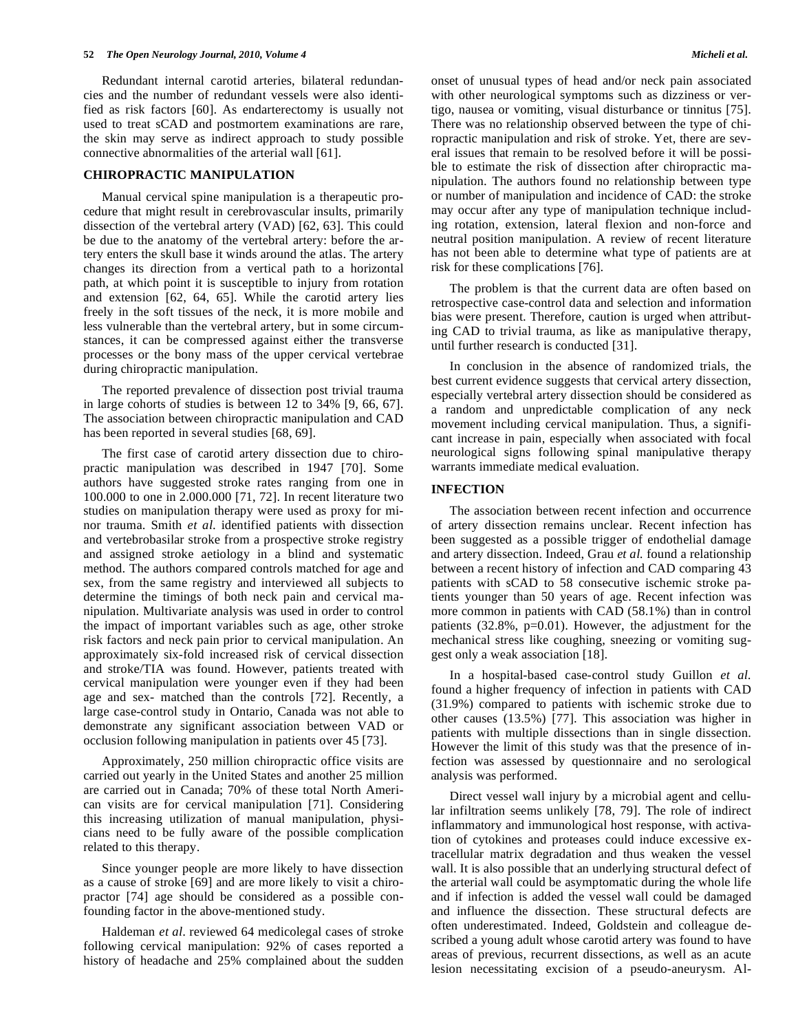Redundant internal carotid arteries, bilateral redundancies and the number of redundant vessels were also identified as risk factors [60]. As endarterectomy is usually not used to treat sCAD and postmortem examinations are rare, the skin may serve as indirect approach to study possible connective abnormalities of the arterial wall [61].

## CHIROPRACTIC MANIPULATION

Manual cervical spine manipulation is a therapeutic procedure that might result in cerebrovascular insults, primarily dissection of the vertebral artery (VAD) [62, 63]. This could be due to the anatomy of the vertebral artery: before the artery enters the skull base it winds around the atlas. The artery changes its direction from a vertical path to a horizontal path, at which point it is susceptible to injury from rotation and extension [62, 64, 65]. While the carotid artery lies freely in the soft tissues of the neck, it is more mobile and less vulnerable than the vertebral artery, but in some circumstances, it can be compressed against either the transverse processes or the bony mass of the upper cervical vertebrae during chiropractic manipulation.

The reported prevalence of dissection post trivial trauma in large cohorts of studies is between 12 to 34% [9, 66, 67]. The association between chiropractic manipulation and CAD has been reported in several studies [68, 69].

The first case of carotid artery dissection due to chiropractic manipulation was described in 1947 [70]. Some authors have suggested stroke rates ranging from one in 100.000 to one in 2.000.000 [71, 72]. In recent literature two studies on manipulation therapy were used as proxy for minor trauma. Smith *et al.* identified patients with dissection and vertebrobasilar stroke from a prospective stroke registry and assigned stroke aetiology in a blind and systematic method. The authors compared controls matched for age and sex, from the same registry and interviewed all subjects to determine the timings of both neck pain and cervical manipulation. Multivariate analysis was used in order to control the impact of important variables such as age, other stroke risk factors and neck pain prior to cervical manipulation. An approximately six-fold increased risk of cervical dissection and stroke/TIA was found. However, patients treated with cervical manipulation were younger even if they had been age and sex- matched than the controls [72]. Recently, a large case-control study in Ontario, Canada was not able to demonstrate any significant association between VAD or occlusion following manipulation in patients over 45 [73].

Approximately, 250 million chiropractic office visits are carried out yearly in the United States and another 25 million are carried out in Canada; 70% of these total North American visits are for cervical manipulation [71]. Considering this increasing utilization of manual manipulation, physicians need to be fully aware of the possible complication related to this therapy.

Since younger people are more likely to have dissection as a cause of stroke [69] and are more likely to visit a chiropractor [74] age should be considered as a possible confounding factor in the above-mentioned study.

Haldeman *et al*. reviewed 64 medicolegal cases of stroke following cervical manipulation: 92% of cases reported a history of headache and 25% complained about the sudden onset of unusual types of head and/or neck pain associated with other neurological symptoms such as dizziness or vertigo, nausea or vomiting, visual disturbance or tinnitus [75]. There was no relationship observed between the type of chiropractic manipulation and risk of stroke. Yet, there are several issues that remain to be resolved before it will be possible to estimate the risk of dissection after chiropractic manipulation. The authors found no relationship between type or number of manipulation and incidence of CAD: the stroke may occur after any type of manipulation technique including rotation, extension, lateral flexion and non-force and neutral position manipulation. A review of recent literature has not been able to determine what type of patients are at risk for these complications [76].

The problem is that the current data are often based on retrospective case-control data and selection and information bias were present. Therefore, caution is urged when attributing CAD to trivial trauma, as like as manipulative therapy, until further research is conducted [31].

In conclusion in the absence of randomized trials, the best current evidence suggests that cervical artery dissection, especially vertebral artery dissection should be considered as a random and unpredictable complication of any neck movement including cervical manipulation. Thus, a significant increase in pain, especially when associated with focal neurological signs following spinal manipulative therapy warrants immediate medical evaluation.

## INFECTION

The association between recent infection and occurrence of artery dissection remains unclear. Recent infection has been suggested as a possible trigger of endothelial damage and artery dissection. Indeed, Grau *et al.* found a relationship between a recent history of infection and CAD comparing 43 patients with sCAD to 58 consecutive ischemic stroke patients younger than 50 years of age. Recent infection was more common in patients with CAD (58.1%) than in control patients (32.8%, $p=0.01$). However, the adjustment for the mechanical stress like coughing, sneezing or vomiting suggest only a weak association [18].

In a hospital-based case-control study Guillon *et al.* found a higher frequency of infection in patients with CAD (31.9%) compared to patients with ischemic stroke due to other causes (13.5%) [77]. This association was higher in patients with multiple dissections than in single dissection. However the limit of this study was that the presence of infection was assessed by questionnaire and no serological analysis was performed.

Direct vessel wall injury by a microbial agent and cellular infiltration seems unlikely [78, 79]. The role of indirect inflammatory and immunological host response, with activation of cytokines and proteases could induce excessive extracellular matrix degradation and thus weaken the vessel wall. It is also possible that an underlying structural defect of the arterial wall could be asymptomatic during the whole life and if infection is added the vessel wall could be damaged and influence the dissection. These structural defects are often underestimated. Indeed, Goldstein and colleague described a young adult whose carotid artery was found to have areas of previous, recurrent dissections, as well as an acute lesion necessitating excision of a pseudo-aneurysm. Al-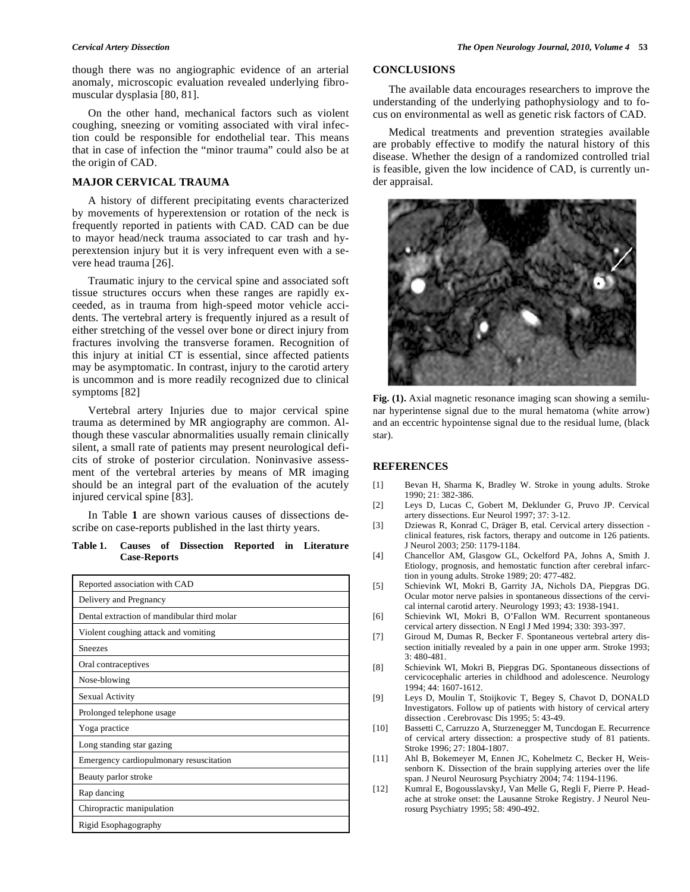though there was no angiographic evidence of an arterial anomaly, microscopic evaluation revealed underlying fibromuscular dysplasia [80, 81].

On the other hand, mechanical factors such as violent coughing, sneezing or vomiting associated with viral infection could be responsible for endothelial tear. This means that in case of infection the "minor trauma" could also be at the origin of CAD.

## MAJOR CERVICAL TRAUMA

A history of different precipitating events characterized by movements of hyperextension or rotation of the neck is frequently reported in patients with CAD. CAD can be due to mayor head/neck trauma associated to car trash and hyperextension injury but it is very infrequent even with a severe head trauma [26].

Traumatic injury to the cervical spine and associated soft tissue structures occurs when these ranges are rapidly exceeded, as in trauma from high-speed motor vehicle accidents. The vertebral artery is frequently injured as a result of either stretching of the vessel over bone or direct injury from fractures involving the transverse foramen. Recognition of this injury at initial CT is essential, since affected patients may be asymptomatic. In contrast, injury to the carotid artery is uncommon and is more readily recognized due to clinical symptoms [82]

Vertebral artery Injuries due to major cervical spine trauma as determined by MR angiography are common. Although these vascular abnormalities usually remain clinically silent, a small rate of patients may present neurological deficits of stroke of posterior circulation. Noninvasive assessment of the vertebral arteries by means of MR imaging should be an integral part of the evaluation of the acutely injured cervical spine [83].

In Table **1** are shown various causes of dissections describe on case-reports published in the last thirty years.

**Table 1. Causes of Dissection Reported in Literature Case-Reports**

| Reported association with CAD |
|---|
| Delivery and Pregnancy |
| Dental extraction of mandibular third molar |
| Violent coughing attack and vomiting |
| Sneezes |
| Oral contraceptives |
| Nose-blowing |
| Sexual Activity |
| Prolonged telephone usage |
| Yoga practice |
| Long standing star gazing |
| Emergency cardiopulmonary resuscitation |
| Beauty parlor stroke |
| Rap dancing |
| Chiropractic manipulation |
| Rigid Esophagography |

## CONCLUSIONS

The available data encourages researchers to improve the understanding of the underlying pathophysiology and to focus on environmental as well as genetic risk factors of CAD.

Medical treatments and prevention strategies available are probably effective to modify the natural history of this disease. Whether the design of a randomized controlled trial is feasible, given the low incidence of CAD, is currently under appraisal.

**Fig. (1).** Axial magnetic resonance imaging scan showing a semilunar hyperintense signal due to the mural hematoma (white arrow) and an eccentric hypointense signal due to the residual lume, (black star).

## REFERENCES

[1] Bevan H, Sharma K, Bradley W. Stroke in young adults. Stroke 1990; 21: 382-386.

[2] Leys D, Lucas C, Gobert M, Deklunder G, Pruvo JP. Cervical artery dissections. Eur Neurol 1997; 37: 3-12.

[3] Dziewas R, Konrad C, Dräger B, etal. Cervical artery dissection - clinical features, risk factors, therapy and outcome in 126 patients. J Neurol 2003; 250: 1179-1184.

[4] Chancellor AM, Glasgow GL, Ockelford PA, Johns A, Smith J. Etiology, prognosis, and hemostatic function after cerebral infarction in young adults. Stroke 1989; 20: 477-482.

[5] Schievink WI, Mokri B, Garrity JA, Nichols DA, Piepgras DG. Ocular motor nerve palsies in spontaneous dissections of the cervical internal carotid artery. Neurology 1993; 43: 1938-1941.

[6] Schievink WI, Mokri B, O'Fallon WM. Recurrent spontaneous cervical artery dissection. N Engl J Med 1994; 330: 393-397.

[7] Giroud M, Dumas R, Becker F. Spontaneous vertebral artery dissection initially revealed by a pain in one upper arm. Stroke 1993; 3: 480-481.

[8] Schievink WI, Mokri B, Piepgras DG. Spontaneous dissections of cervicocephalic arteries in childhood and adolescence. Neurology 1994; 44: 1607-1612.

[9] Leys D, Moulin T, Stoijkovic T, Begey S, Chavot D, DONALD Investigators. Follow up of patients with history of cervical artery dissection . Cerebrovasc Dis 1995; 5: 43-49.

[10] Bassetti C, Carruzzo A, Sturzenegger M, Tuncdogan E. Recurrence of cervical artery dissection: a prospective study of 81 patients. Stroke 1996; 27: 1804-1807.

[11] Ahl B, Bokemeyer M, Ennen JC, Kohelmetz C, Becker H, Weissenborn K. Dissection of the brain supplying arteries over the life span. J Neurol Neurosurg Psychiatry 2004; 74: 1194-1196.

[12] Kumral E, BogousslavskyJ, Van Melle G, Regli F, Pierre P. Headache at stroke onset: the Lausanne Stroke Registry. J Neurol Neurosurg Psychiatry 1995; 58: 490-492.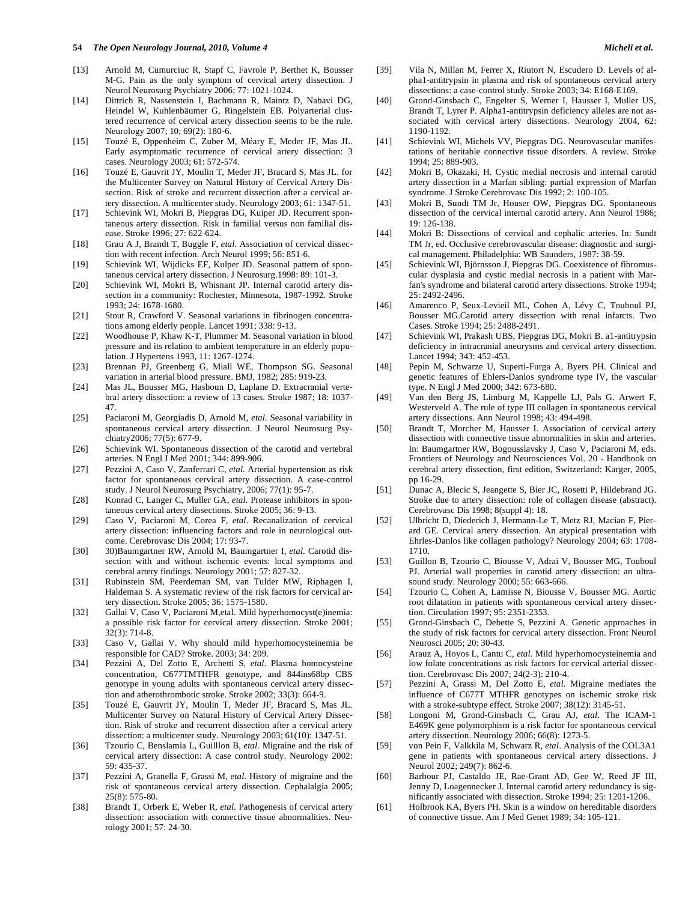[13] Arnold M, Cumurciuc R, Stapf C, Favrole P, Berthet K, Bousser M-G. Pain as the only symptom of cervical artery dissection. J Neurol Neurosurg Psychiatry 2006; 77: 1021-1024.

[14] Dittrich R, Nassenstein I, Bachmann R, Maintz D, Nabavi DG, Heindel W, Kuhlenbäumer G, Ringelstein EB. Polyarterial clustered recurrence of cervical artery dissection seems to be the rule. Neurology 2007; 10; 69(2): 180-6.

[15] Touzé E, Oppenheim C, Zuber M, Méary E, Meder JF, Mas JL. Early asymptomatic recurrence of cervical artery dissection: 3 cases. Neurology 2003; 61: 572-574.

[16] Touzé E, Gauvrit JY, Moulin T, Meder JF, Bracard S, Mas JL. for the Multicenter Survey on Natural History of Cervical Artery Dissection. Risk of stroke and recurrent dissection after a cervical artery dissection. A multicenter study. Neurology 2003; 61: 1347-51.

[17] Schievink WI, Mokri B, Piepgras DG, Kuiper JD. Recurrent spontaneous artery dissection. Risk in familial versus non familial disease. Stroke 1996; 27: 622-624.

[18] Grau A J, Brandt T, Buggle F, *etal.* Association of cervical dissection with recent infection. Arch Neurol 1999; 56: 851-6.

[19] Schievink WI, Wijdicks EF, Kulper JD. Seasonal pattern of spontaneous cervical artery dissection. J Neurosurg.1998: 89: 101-3.

[20] Schievink WI, Mokri B, Whisnant JP. Internal carotid artery dissection in a community: Rochester, Minnesota, 1987-1992. Stroke 1993; 24: 1678-1680.

[21] Stout R, Crawford V. Seasonal variations in fibrinogen concentrations among elderly people. Lancet 1991; 338: 9-13.

[22] Woodhouse P, Khaw K-T, Plummer M. Seasonal variation in blood pressure and its relation to ambient temperature in an elderly population. J Hypertens 1993, 11: 1267-1274.

[23] Brennan PJ, Greenberg G, Miall WE, Thompson SG. Seasonal variation in arterial blood pressure. BMJ, 1982; 285: 919-23.

[24] Mas JL, Bousser MG, Hasboun D, Laplane D. Extracranial vertebral artery dissection: a review of 13 cases. Stroke 1987; 18: 1037-47.

[25] Paciaroni M, Georgiadis D, Arnold M, *etal.* Seasonal variability in spontaneous cervical artery dissection. J Neurol Neurosurg Psychiatry2006; 77(5): 677-9.

[26] Schievink WI. Spontaneous dissection of the carotid and vertebral arteries. N Engl J Med 2001; 344: 899-906.

[27] Pezzini A, Caso V, Zanferrari C, *etal.* Arterial hypertension as risk factor for spontaneous cervical artery dissection. A case-control study. J Neurol Neurosurg Psychiatry, 2006; 77(1): 95-7.

[28] Konrad C, Langer C, Muller GA, *etal.* Protease inhibitors in spontaneous cervical artery dissections. Stroke 2005; 36: 9-13.

[29] Caso V, Paciaroni M, Corea F, *etal*. Recanalization of cervical artery dissection: influencing factors and role in neurological outcome. Cerebrovasc Dis 2004; 17: 93-7.

[30] 30)Baumgartner RW, Arnold M, Baumgartner I, *etal.* Carotid dissection with and without ischemic events: local symptoms and cerebral artery findings. Neurology 2001; 57: 827-32.

[31] Rubinstein SM, Peerdeman SM, van Tulder MW, Riphagen I, Haldeman S. A systematic review of the risk factors for cervical artery dissection. Stroke 2005; 36: 1575-1580.

[32] Gallai V, Caso V, Paciaroni M,etal. Mild hyperhomocyst(e)inemia: a possible risk factor for cervical artery dissection. Stroke 2001; 32(3): 714-8.

[33] Caso V, Gallai V. Why should mild hyperhomocysteinemia be responsible for CAD? Stroke. 2003; 34: 209.

[34] Pezzini A, Del Zotto E, Archetti S, *etal.* Plasma homocysteine concentration, C677TMTHFR genotype, and 844ins68bp CBS genotype in young adults with spontaneous cervical artery dissection and atherothrombotic stroke. Stroke 2002; 33(3): 664-9.

[35] Touzé E, Gauvrit JY, Moulin T, Meder JF, Bracard S, Mas JL. Multicenter Survey on Natural History of Cervical Artery Dissection. Risk of stroke and recurrent dissection after a cervical artery dissection: a multicenter study. Neurology 2003; 61(10): 1347-51.

[36] Tzourio C, Benslamia L, Guilllon B, *etal.* Migraine and the risk of cervical artery dissection: A case control study. Neurology 2002: 59: 435-37.

[37] Pezzini A, Granella F, Grassi M, *etal.* History of migraine and the risk of spontaneous cervical artery dissection. Cephalalgia 2005; 25(8): 575-80.

[38] Brandt T, Orberk E, Weber R, *etal.* Pathogenesis of cervical artery dissection: association with connective tissue abnormalities. Neurology 2001; 57: 24-30.

[39] Vila N, Millan M, Ferrer X, Riutort N, Escudero D. Levels of alpha1-antitrypsin in plasma and risk of spontaneous cervical artery dissections: a case-control study. Stroke 2003; 34: E168-E169.

[40] Grond-Ginsbach C, Engelter S, Werner I, Hausser I, Muller US, Brandt T, Lyrer P. Alpha1-antitrypsin deficiency alleles are not associated with cervical artery dissections. Neurology 2004, 62: 1190-1192.

[41] Schievink WI, Michels VV, Piepgras DG. Neurovascular manifestations of heritable connective tissue disorders. A review. Stroke 1994; 25: 889-903.

[42] Mokri B, Okazaki, H. Cystic medial necrosis and internal carotid artery dissection in a Marfan sibling: partial expression of Marfan syndrome. J Stroke Cerebrovasc Dis 1992; 2: 100-105.

[43] Mokri B, Sundt TM Jr, Houser OW, Piepgras DG. Spontaneous dissection of the cervical internal carotid artery. Ann Neurol 1986; 19: 126-138.

[44] Mokri B: Dissections of cervical and cephalic arteries. In: Sundt TM Jr, ed. Occlusive cerebrovascular disease: diagnostic and surgical management. Philadelphia: WB Saunders, 1987: 38-59.

[45] Schievink WI, Björnsson J, Piepgras DG. Coexistence of fibromuscular dysplasia and cystic medial necrosis in a patient with Marfan's syndrome and bilateral carotid artery dissections. Stroke 1994; 25: 2492-2496.

[46] Amarenco P, Seux-Levieil ML, Cohen A, Lévy C, Touboul PJ, Bousser MG.Carotid artery dissection with renal infarcts. Two Cases. Stroke 1994; 25: 2488-2491.

[47] Schievink WI, Prakash UBS, Piepgras DG, Mokri B. a1-antitrypsin deficiency in intracranial aneurysms and cervical artery dissection. Lancet 1994; 343: 452-453.

[48] Pepin M, Schwarze U, Superti-Furga A, Byers PH. Clinical and genetic features of Ehlers-Danlos syndrome type IV, the vascular type. N Engl J Med 2000; 342: 673-680.

[49] Van den Berg JS, Limburg M, Kappelle LJ, Pals G. Arwert F, Westerveld A. The rule of type III collagen in spontaneous cervical artery dissections. Ann Neurol 1998; 43: 494-498.

[50] Brandt T, Morcher M, Hausser I. Association of cervical artery dissection with connective tissue abnormalities in skin and arteries. In: Baumgartner RW, Bogousslavsky J, Caso V, Paciaroni M, eds. Frontiers of Neurology and Neurosciences Vol. 20 - Handbook on cerebral artery dissection, first edition, Switzerland: Karger, 2005, pp 16-29.

[51] Dunac A, Blecic S, Jeangette S, Bier JC, Rosetti P, Hildebrand JG. Stroke due to artery dissection: role of collagen disease (abstract). Cerebrovasc Dis 1998; 8(suppl 4): 18.

[52] Ulbricht D, Diederich J, Hermann-Le T, Metz RJ, Macian F, Pierard GE. Cervical artery dissection. An atypical presentation with Ehrles-Danlos like collagen pathology? Neurology 2004; 63: 1708-1710.

[53] Guillon B, Tzourio C, Biousse V, Adrai V, Bousser MG, Touboul PJ. Arterial wall properties in carotid artery dissection: an ultrasound study. Neurology 2000; 55: 663-666.

[54] Tzourio C, Cohen A, Lamisse N, Biousse V, Bousser MG. Aortic root dilatation in patients with spontaneous cervical artery dissection. Circulation 1997; 95: 2351-2353.

[55] Grond-Ginsbach C, Debette S, Pezzini A. Genetic approaches in the study of risk factors for cervical artery dissection. Front Neurol Neurosci 2005; 20: 30-43.

[56] Arauz A, Hoyos L, Cantu C, *etal.* Mild hyperhomocysteinemia and low folate concentrations as risk factors for cervical arterial dissection. Cerebrovasc Dis 2007; 24(2-3): 210-4.

[57] Pezzini A, Grassi M, Del Zotto E, *etal.* Migraine mediates the influence of C677T MTHFR genotypes on ischemic stroke risk with a stroke-subtype effect. Stroke 2007; 38(12): 3145-51.

[58] Longoni M, Grond-Ginsbach C, Grau AJ, *etal.* The ICAM-1 E469K gene polymorphism is a risk factor for spontaneous cervical artery dissection. Neurology 2006; 66(8): 1273-5.

[59] von Pein F, Valkkila M, Schwarz R, *etal*. Analysis of the COL3A1 gene in patients with spontaneous cervical artery dissections. J Neurol 2002; 249(7): 862-6.

[60] Barbour PJ, Castaldo JE, Rae-Grant AD, Gee W, Reed JF III, Jenny D, Loagennecker J. Internal carotid artery redundancy is significantly associated with dissection. Stroke 1994; 25: 1201-1206.

[61] Holbrook KA, Byers PH. Skin is a window on hereditable disorders of connective tissue. Am J Med Genet 1989; 34: 105-121.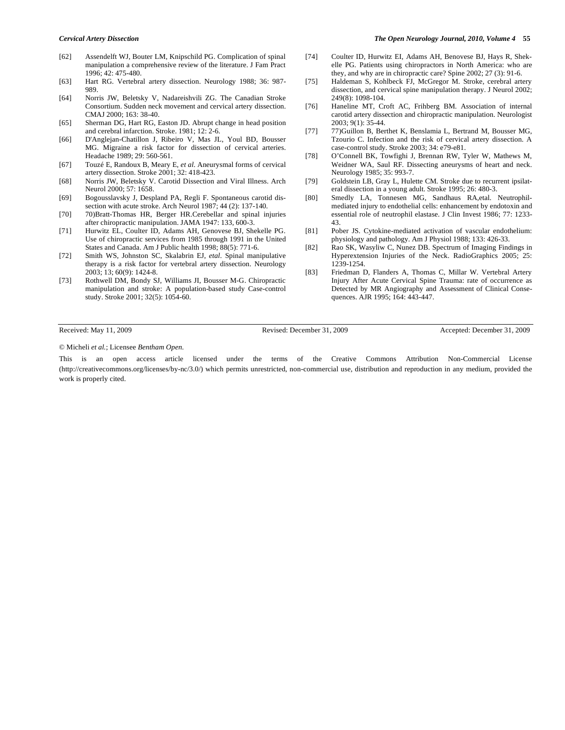[62] Assendelft WJ, Bouter LM, Knipschild PG. Complication of spinal manipulation a comprehensive review of the literature. J Fam Pract 1996; 42: 475-480.

[63] Hart RG. Vertebral artery dissection. Neurology 1988; 36: 987-989.

[64] Norris JW, Beletsky V, Nadareishvili ZG. The Canadian Stroke Consortium. Sudden neck movement and cervical artery dissection. CMAJ 2000; 163: 38-40.

[65] Sherman DG, Hart RG, Easton JD. Abrupt change in head position and cerebral infarction. Stroke. 1981; 12: 2-6.

[66] D'Anglejan-Chatillon J, Ribeiro V, Mas JL, Youl BD, Bousser MG. Migraine a risk factor for dissection of cervical arteries. Headache 1989; 29: 560-561.

[67] Touzé E, Randoux B, Meary E, *et al.* Aneurysmal forms of cervical artery dissection. Stroke 2001; 32: 418-423.

[68] Norris JW, Beletsky V. Carotid Dissection and Viral Illness. Arch Neurol 2000; 57: 1658.

[69] Bogousslavsky J, Despland PA, Regli F. Spontaneous carotid dissection with acute stroke. Arch Neurol 1987; 44 (2): 137-140.

[70] 70)Bratt-Thomas HR, Berger HR.Cerebellar and spinal injuries after chiropractic manipulation. JAMA 1947: 133, 600-3.

[71] Hurwitz EL, Coulter ID, Adams AH, Genovese BJ, Shekelle PG. Use of chiropractic services from 1985 through 1991 in the United States and Canada. Am J Public health 1998; 88(5): 771-6.

[72] Smith WS, Johnston SC, Skalabrin EJ, *etal*. Spinal manipulative therapy is a risk factor for vertebral artery dissection. Neurology 2003; 13; 60(9): 1424-8.

[73] Rothwell DM, Bondy SJ, Williams JI, Bousser M-G. Chiropractic manipulation and stroke: A population-based study Case-control study. Stroke 2001; 32(5): 1054-60.

[74] Coulter ID, Hurwitz EI, Adams AH, Benovese BJ, Hays R, Shekelle PG. Patients using chiropractors in North America: who are they, and why are in chiropractic care? Spine 2002; 27 (3): 91-6.

[75] Haldeman S, Kohlbeck FJ, McGregor M. Stroke, cerebral artery dissection, and cervical spine manipulation therapy. J Neurol 2002; 249(8): 1098-104.

[76] Haneline MT, Croft AC, Frihberg BM. Association of internal carotid artery dissection and chiropractic manipulation. Neurologist 2003; 9(1): 35-44.

[77] 77)Guillon B, Berthet K, Benslamia L, Bertrand M, Bousser MG, Tzourio C. Infection and the risk of cervical artery dissection. A case-control study. Stroke 2003; 34: e79-e81.

[78] O'Connell BK, Towfighi J, Brennan RW, Tyler W, Mathews M, Weidner WA, Saul RF. Dissecting aneurysms of heart and neck. Neurology 1985; 35: 993-7.

[79] Goldstein LB, Gray L, Hulette CM. Stroke due to recurrent ipsilateral dissection in a young adult. Stroke 1995; 26: 480-3.

[80] Smedly LA, Tonnesen MG, Sandhaus RA,etal. Neutrophil-mediated injury to endothelial cells: enhancement by endotoxin and essential role of neutrophil elastase. J Clin Invest 1986; 77: 1233-43.

[81] Pober JS. Cytokine-mediated activation of vascular endothelium: physiology and pathology. Am J Physiol 1988; 133: 426-33.

[82] Rao SK, Wasyliw C, Nunez DB. Spectrum of Imaging Findings in Hyperextension Injuries of the Neck. RadioGraphics 2005; 25: 1239-1254.

[83] Friedman D, Flanders A, Thomas C, Millar W. Vertebral Artery Injury After Acute Cervical Spine Trauma: rate of occurrence as Detected by MR Angiography and Assessment of Clinical Consequences. AJR 1995; 164: 443-447.

Received: May 11, 2009 Revised: December 31, 2009 Accepted: December 31, 2009

© Micheli *et al.*; Licensee *Bentham Open.*

This is an open access article licensed under the terms of the Creative Commons Attribution Non-Commercial License (http://creativecommons.org/licenses/by-nc/3.0/) which permits unrestricted, non-commercial use, distribution and reproduction in any medium, provided the work is properly cited.